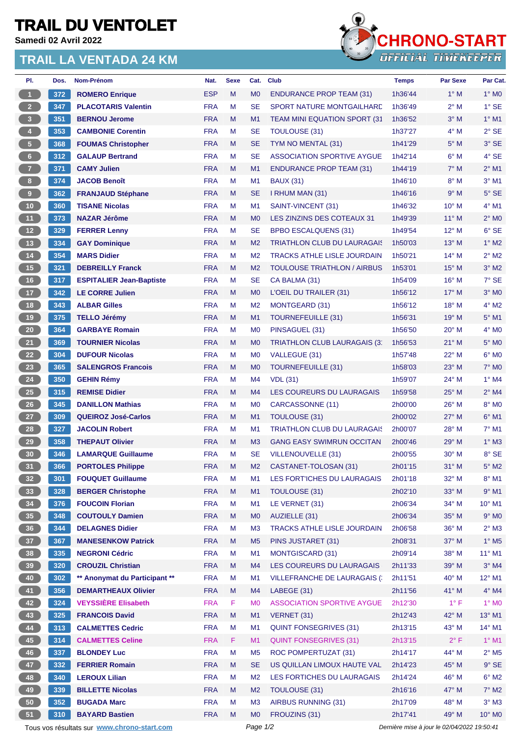# TRAIL DU VENTOLET

Samedi 02 Avril 2022

## TRAIL LA VENTADA 24 KM

| Pl. | Dos. | Nom-Prénom | Nat. | Sexe | Cat. | Club | Temps | Par Sexe | Par Cat. |
|---|---|---|---|---|---|---|---|---|---|
| 1 | 372 | ROMERO Enrique | ESP | M | M0 | ENDURANCE PROP TEAM (31) | 1h36'44 | 1° M | 1° M0 |
| 2 | 347 | PLACOTARIS Valentin | FRA | M | SE | SPORT NATURE MONTGAILHARD | 1h36'49 | 2° M | 1° SE |
| 3 | 351 | BERNOU Jerome | FRA | M | M1 | TEAM MINI EQUATION SPORT (31 | 1h36'52 | 3° M | 1° M1 |
| 4 | 353 | CAMBONIE Corentin | FRA | M | SE | TOULOUSE (31) | 1h37'27 | 4° M | 2° SE |
| 5 | 368 | FOUMAS Christopher | FRA | M | SE | TYM NO MENTAL (31) | 1h41'29 | 5° M | 3° SE |
| 6 | 312 | GALAUP Bertrand | FRA | M | SE | ASSOCIATION SPORTIVE AYGUE | 1h42'14 | 6° M | 4° SE |
| 7 | 371 | CAMY Julien | FRA | M | M1 | ENDURANCE PROP TEAM (31) | 1h44'19 | 7° M | 2° M1 |
| 8 | 374 | JACOB Benoît | FRA | M | M1 | BAUX (31) | 1h46'10 | 8° M | 3° M1 |
| 9 | 362 | FRANJAUD Stéphane | FRA | M | SE | I RHUM MAN (31) | 1h46'16 | 9° M | 5° SE |
| 10 | 360 | TISANE Nicolas | FRA | M | M1 | SAINT-VINCENT (31) | 1h46'32 | 10° M | 4° M1 |
| 11 | 373 | NAZAR Jérôme | FRA | M | M0 | LES ZINZINS DES COTEAUX 31 | 1h49'39 | 11° M | 2° M0 |
| 12 | 329 | FERRER Lenny | FRA | M | SE | BPBO ESCALQUENS (31) | 1h49'54 | 12° M | 6° SE |
| 13 | 334 | GAY Dominique | FRA | M | M2 | TRIATHLON CLUB DU LAURAGAIS | 1h50'03 | 13° M | 1° M2 |
| 14 | 354 | MARS Didier | FRA | M | M2 | TRACKS ATHLE LISLE JOURDAIN | 1h50'21 | 14° M | 2° M2 |
| 15 | 321 | DEBREILLY Franck | FRA | M | M2 | TOULOUSE TRIATHLON / AIRBUS | 1h53'01 | 15° M | 3° M2 |
| 16 | 317 | ESPITALIER Jean-Baptiste | FRA | M | SE | CA BALMA (31) | 1h54'09 | 16° M | 7° SE |
| 17 | 342 | LE CORRE Julien | FRA | M | M0 | L'OEIL DU TRAILER (31) | 1h56'12 | 17° M | 3° M0 |
| 18 | 343 | ALBAR Gilles | FRA | M | M2 | MONTGEARD (31) | 1h56'12 | 18° M | 4° M2 |
| 19 | 375 | TELLO Jérémy | FRA | M | M1 | TOURNEFEUILLE (31) | 1h56'31 | 19° M | 5° M1 |
| 20 | 364 | GARBAYE Romain | FRA | M | M0 | PINSAGUEL (31) | 1h56'50 | 20° M | 4° M0 |
| 21 | 369 | TOURNIER Nicolas | FRA | M | M0 | TRIATHLON CLUB LAURAGAIS (3 | 1h56'53 | 21° M | 5° M0 |
| 22 | 304 | DUFOUR Nicolas | FRA | M | M0 | VALLEGUE (31) | 1h57'48 | 22° M | 6° M0 |
| 23 | 365 | SALENGROS Francois | FRA | M | M0 | TOURNEFEUILLE (31) | 1h58'03 | 23° M | 7° M0 |
| 24 | 350 | GEHIN Rémy | FRA | M | M4 | VDL (31) | 1h59'07 | 24° M | 1° M4 |
| 25 | 315 | REMISE Didier | FRA | M | M4 | LES COUREURS DU LAURAGAIS | 1h59'58 | 25° M | 2° M4 |
| 26 | 345 | DANILLON Mathias | FRA | M | M0 | CARCASSONNE (11) | 2h00'00 | 26° M | 8° M0 |
| 27 | 309 | QUEIROZ José-Carlos | FRA | M | M1 | TOULOUSE (31) | 2h00'02 | 27° M | 6° M1 |
| 28 | 327 | JACOLIN Robert | FRA | M | M1 | TRIATHLON CLUB DU LAURAGAIS | 2h00'07 | 28° M | 7° M1 |
| 29 | 358 | THEPAUT Olivier | FRA | M | M3 | GANG EASY SWIMRUN OCCITAN | 2h00'46 | 29° M | 1° M3 |
| 30 | 346 | LAMARQUE Guillaume | FRA | M | SE | VILLENOUVELLE (31) | 2h00'55 | 30° M | 8° SE |
| 31 | 366 | PORTOLES Philippe | FRA | M | M2 | CASTANET-TOLOSAN (31) | 2h01'15 | 31° M | 5° M2 |
| 32 | 301 | FOUQUET Guillaume | FRA | M | M1 | LES FORT'ICHES DU LAURAGAIS | 2h01'18 | 32° M | 8° M1 |
| 33 | 328 | BERGER Christophe | FRA | M | M1 | TOULOUSE (31) | 2h02'10 | 33° M | 9° M1 |
| 34 | 376 | FOUCOIN Florian | FRA | M | M1 | LE VERNET (31) | 2h06'34 | 34° M | 10° M1 |
| 35 | 348 | COUTOULY Damien | FRA | M | M0 | AUZIELLE (31) | 2h06'34 | 35° M | 9° M0 |
| 36 | 344 | DELAGNES Didier | FRA | M | M3 | TRACKS ATHLE LISLE JOURDAIN | 2h06'58 | 36° M | 2° M3 |
| 37 | 367 | MANESENKOW Patrick | FRA | M | M5 | PINS JUSTARET (31) | 2h08'31 | 37° M | 1° M5 |
| 38 | 335 | NEGRONI Cédric | FRA | M | M1 | MONTGISCARD (31) | 2h09'14 | 38° M | 11° M1 |
| 39 | 320 | CROUZIL Christian | FRA | M | M4 | LES COUREURS DU LAURAGAIS | 2h11'33 | 39° M | 3° M4 |
| 40 | 302 | ** Anonymat du Participant ** | FRA | M | M1 | VILLEFRANCHE DE LAURAGAIS ( | 2h11'51 | 40° M | 12° M1 |
| 41 | 356 | DEMARTHEAUX Olivier | FRA | M | M4 | LABEGE (31) | 2h11'56 | 41° M | 4° M4 |
| 42 | 324 | VEYSSIÈRE Elisabeth | FRA | F | M0 | ASSOCIATION SPORTIVE AYGUE | 2h12'30 | 1° F | 1° M0 |
| 43 | 325 | FRANCOIS David | FRA | M | M1 | VERNET (31) | 2h12'43 | 42° M | 13° M1 |
| 44 | 313 | CALMETTES Cedric | FRA | M | M1 | QUINT FONSEGRIVES (31) | 2h13'15 | 43° M | 14° M1 |
| 45 | 314 | CALMETTES Celine | FRA | F | M1 | QUINT FONSEGRIVES (31) | 2h13'15 | 2° F | 1° M1 |
| 46 | 337 | BLONDEY Luc | FRA | M | M5 | ROC POMPERTUZAT (31) | 2h14'17 | 44° M | 2° M5 |
| 47 | 332 | FERRIER Romain | FRA | M | SE | US QUILLAN LIMOUX HAUTE VAL | 2h14'23 | 45° M | 9° SE |
| 48 | 340 | LEROUX Lilian | FRA | M | M2 | LES FORTICHES DU LAURAGAIS | 2h14'24 | 46° M | 6° M2 |
| 49 | 339 | BILLETTE Nicolas | FRA | M | M2 | TOULOUSE (31) | 2h16'16 | 47° M | 7° M2 |
| 50 | 352 | BUGADA Marc | FRA | M | M3 | AIRBUS RUNNING (31) | 2h17'09 | 48° M | 3° M3 |
| 51 | 310 | BAYARD Bastien | FRA | M | M0 | FROUZINS (31) | 2h17'41 | 49° M | 10° M0 |

Tous vos résultats sur www.chrono-start.com

*Dernière mise à jour le 02/04/2022 19:50:41*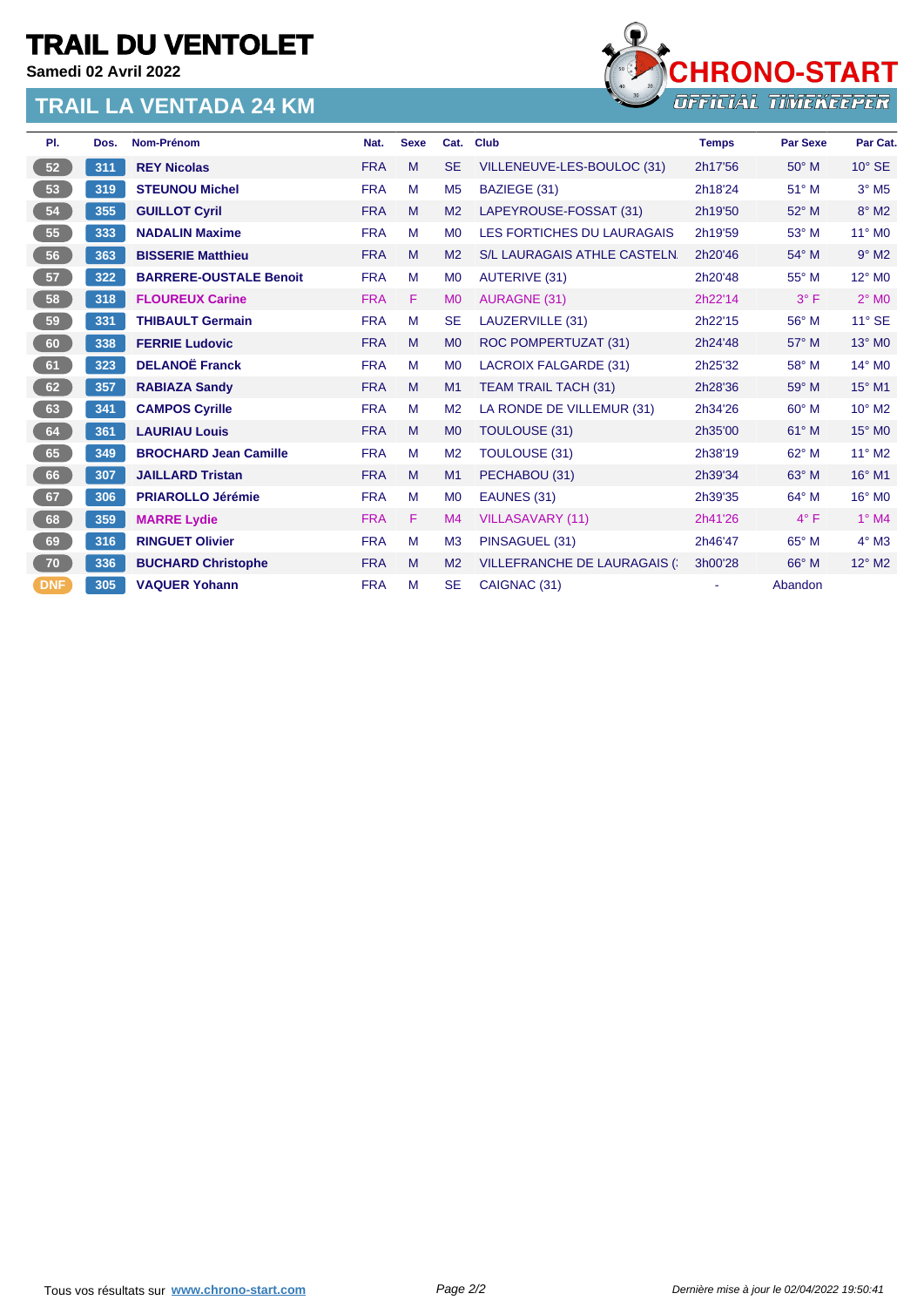# TRAIL DU VENTOLET

**Samedi 02 Avril 2022**

## TRAIL LA VENTADA 24 KM

CHRONO-START
OFFICIAL TIMEKEEPER

| Pl. | Dos. | Nom-Prénom | Nat. | Sexe | Cat. | Club | Temps | Par Sexe | Par Cat. |
|---|---|---|---|---|---|---|---|---|---|
| 52 | 311 | **REY Nicolas** | FRA | M | SE | VILLENEUVE-LES-BOULOC (31) | 2h17'56 | 50° M | 10° SE |
| 53 | 319 | **STEUNOU Michel** | FRA | M | M5 | BAZIEGE (31) | 2h18'24 | 51° M | 3° M5 |
| 54 | 355 | **GUILLOT Cyril** | FRA | M | M2 | LAPEYROUSE-FOSSAT (31) | 2h19'50 | 52° M | 8° M2 |
| 55 | 333 | **NADALIN Maxime** | FRA | M | M0 | LES FORTICHES DU LAURAGAIS | 2h19'59 | 53° M | 11° M0 |
| 56 | 363 | **BISSERIE Matthieu** | FRA | M | M2 | S/L LAURAGAIS ATHLE CASTELN. | 2h20'46 | 54° M | 9° M2 |
| 57 | 322 | **BARRERE-OUSTALE Benoit** | FRA | M | M0 | AUTERIVE (31) | 2h20'48 | 55° M | 12° M0 |
| 58 | 318 | **FLOUREUX Carine** | FRA | F | M0 | AURAGNE (31) | 2h22'14 | 3° F | 2° M0 |
| 59 | 331 | **THIBAULT Germain** | FRA | M | SE | LAUZERVILLE (31) | 2h22'15 | 56° M | 11° SE |
| 60 | 338 | **FERRIE Ludovic** | FRA | M | M0 | ROC POMPERTUZAT (31) | 2h24'48 | 57° M | 13° M0 |
| 61 | 323 | **DELANOË Franck** | FRA | M | M0 | LACROIX FALGARDE (31) | 2h25'32 | 58° M | 14° M0 |
| 62 | 357 | **RABIAZA Sandy** | FRA | M | M1 | TEAM TRAIL TACH (31) | 2h28'36 | 59° M | 15° M1 |
| 63 | 341 | **CAMPOS Cyrille** | FRA | M | M2 | LA RONDE DE VILLEMUR (31) | 2h34'26 | 60° M | 10° M2 |
| 64 | 361 | **LAURIAU Louis** | FRA | M | M0 | TOULOUSE (31) | 2h35'00 | 61° M | 15° M0 |
| 65 | 349 | **BROCHARD Jean Camille** | FRA | M | M2 | TOULOUSE (31) | 2h38'19 | 62° M | 11° M2 |
| 66 | 307 | **JAILLARD Tristan** | FRA | M | M1 | PECHABOU (31) | 2h39'34 | 63° M | 16° M1 |
| 67 | 306 | **PRIAROLLO Jérémie** | FRA | M | M0 | EAUNES (31) | 2h39'35 | 64° M | 16° M0 |
| 68 | 359 | **MARRE Lydie** | FRA | F | M4 | VILLASAVARY (11) | 2h41'26 | 4° F | 1° M4 |
| 69 | 316 | **RINGUET Olivier** | FRA | M | M3 | PINSAGUEL (31) | 2h46'47 | 65° M | 4° M3 |
| 70 | 336 | **BUCHARD Christophe** | FRA | M | M2 | VILLEFRANCHE DE LAURAGAIS (: | 3h00'28 | 66° M | 12° M2 |
| DNF | 305 | **VAQUER Yohann** | FRA | M | SE | CAIGNAC (31) | - | Abandon | |

Tous vos résultats sur www.chrono-start.com

*Dernière mise à jour le 02/04/2022 19:50:41*